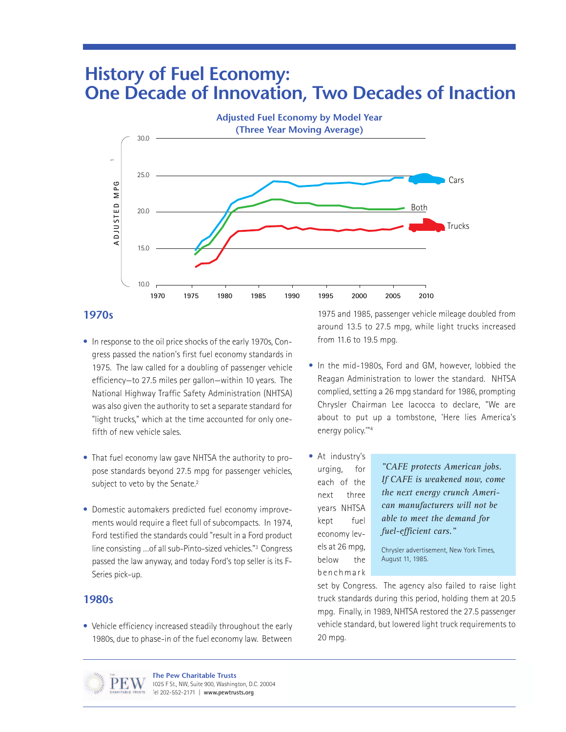# History of Fuel Economy: One Decade of Innovation, Two Decades of Inaction

**Adjusted Fuel Economy by Model Year (Three Year Moving Average)**

ADJUSTED MPG

30.0
25.0
20.0
15.0
10.0

1970 1975 1980 1985 1990 1995 2000 2005 2010

Cars
Both
Trucks

## 1970s

- In response to the oil price shocks of the early 1970s, Congress passed the nation's first fuel economy standards in 1975. The law called for a doubling of passenger vehicle efficiency—to 27.5 miles per gallon—within 10 years. The National Highway Traffic Safety Administration (NHTSA) was also given the authority to set a separate standard for "light trucks," which at the time accounted for only one-fifth of new vehicle sales.

- That fuel economy law gave NHTSA the authority to propose standards beyond 27.5 mpg for passenger vehicles, subject to veto by the Senate.[2]

- Domestic automakers predicted fuel economy improvements would require a fleet full of subcompacts. In 1974, Ford testified the standards could "result in a Ford product line consisting ...of all sub-Pinto-sized vehicles."[3] Congress passed the law anyway, and today Ford's top seller is its F-Series pick-up.

## 1980s

- Vehicle efficiency increased steadily throughout the early 1980s, due to phase-in of the fuel economy law. Between 1975 and 1985, passenger vehicle mileage doubled from around 13.5 to 27.5 mpg, while light trucks increased from 11.6 to 19.5 mpg.

- In the mid-1980s, Ford and GM, however, lobbied the Reagan Administration to lower the standard. NHTSA complied, setting a 26 mpg standard for 1986, prompting Chrysler Chairman Lee Iacocca to declare, "We are about to put up a tombstone, 'Here lies America's energy policy.'"[4]

- At industry's urging, for each of the next three years NHTSA kept fuel economy levels at 26 mpg, below the benchmark set by Congress. The agency also failed to raise light truck standards during this period, holding them at 20.5 mpg. Finally, in 1989, NHTSA restored the 27.5 passenger vehicle standard, but lowered light truck requirements to 20 mpg.

> *"CAFE protects American jobs. If CAFE is weakened now, come the next energy crunch American manufacturers will not be able to meet the demand for fuel-efficient cars."*
>
> Chrysler advertisement, New York Times, August 11, 1985.

**The Pew Charitable Trusts**
1025 F St., NW, Suite 900, Washington, D.C. 20004
Tel 202-552-2171 | **www.pewtrusts.org**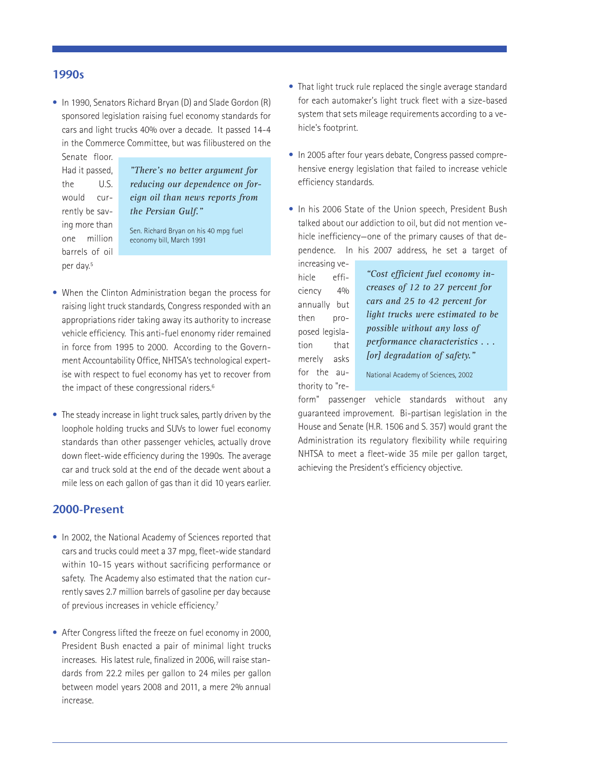## 1990s

- In 1990, Senators Richard Bryan (D) and Slade Gordon (R) sponsored legislation raising fuel economy standards for cars and light trucks 40% over a decade. It passed 14-4 in the Commerce Committee, but was filibustered on the Senate floor. Had it passed, the U.S. would currently be saving more than one million barrels of oil per day.[5]

> *"There's no better argument for reducing our dependence on foreign oil than news reports from the Persian Gulf."*
>
> Sen. Richard Bryan on his 40 mpg fuel economy bill, March 1991

- When the Clinton Administration began the process for raising light truck standards, Congress responded with an appropriations rider taking away its authority to increase vehicle efficiency. This anti-fuel enonomy rider remained in force from 1995 to 2000. According to the Government Accountability Office, NHTSA's technological expertise with respect to fuel economy has yet to recover from the impact of these congressional riders.[6]

- The steady increase in light truck sales, partly driven by the loophole holding trucks and SUVs to lower fuel economy standards than other passenger vehicles, actually drove down fleet-wide efficiency during the 1990s. The average car and truck sold at the end of the decade went about a mile less on each gallon of gas than it did 10 years earlier.

## 2000-Present

- In 2002, the National Academy of Sciences reported that cars and trucks could meet a 37 mpg, fleet-wide standard within 10-15 years without sacrificing performance or safety. The Academy also estimated that the nation currently saves 2.7 million barrels of gasoline per day because of previous increases in vehicle efficiency.[7]

- After Congress lifted the freeze on fuel economy in 2000, President Bush enacted a pair of minimal light trucks increases. His latest rule, finalized in 2006, will raise standards from 22.2 miles per gallon to 24 miles per gallon between model years 2008 and 2011, a mere 2% annual increase.

- That light truck rule replaced the single average standard for each automaker's light truck fleet with a size-based system that sets mileage requirements according to a vehicle's footprint.

- In 2005 after four years debate, Congress passed comprehensive energy legislation that failed to increase vehicle efficiency standards.

- In his 2006 State of the Union speech, President Bush talked about our addiction to oil, but did not mention vehicle inefficiency—one of the primary causes of that dependence. In his 2007 address, he set a target of increasing vehicle efficiency 4% annually but then proposed legislation that merely asks for the authority to "reform" passenger vehicle standards without any guaranteed improvement. Bi-partisan legislation in the House and Senate (H.R. 1506 and S. 357) would grant the Administration its regulatory flexibility while requiring NHTSA to meet a fleet-wide 35 mile per gallon target, achieving the President's efficiency objective.

> *"Cost efficient fuel economy increases of 12 to 27 percent for cars and 25 to 42 percent for light trucks were estimated to be possible without any loss of performance characteristics . . . [or] degradation of safety."*
>
> National Academy of Sciences, 2002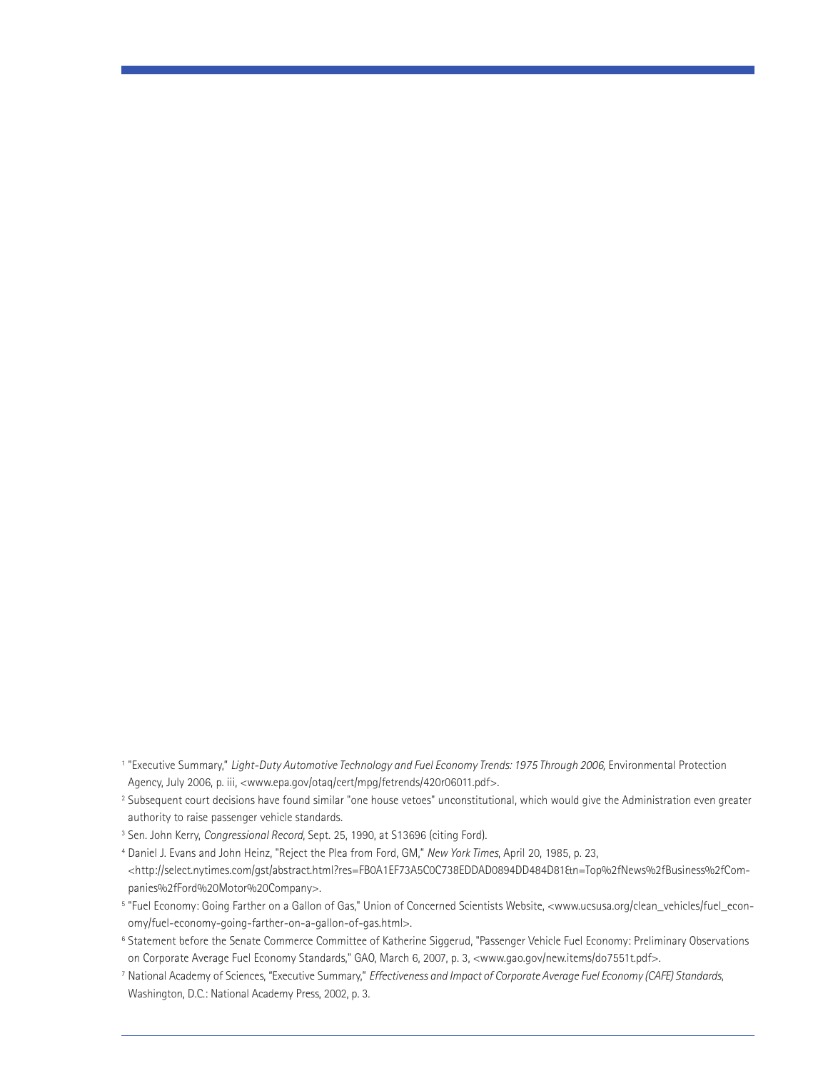[1] "Executive Summary," *Light-Duty Automotive Technology and Fuel Economy Trends: 1975 Through 2006*, Environmental Protection Agency, July 2006, p. iii, <www.epa.gov/otaq/cert/mpg/fetrends/420r06011.pdf>.

[2] Subsequent court decisions have found similar "one house vetoes" unconstitutional, which would give the Administration even greater authority to raise passenger vehicle standards.

[3] Sen. John Kerry, *Congressional Record*, Sept. 25, 1990, at S13696 (citing Ford).

[4] Daniel J. Evans and John Heinz, "Reject the Plea from Ford, GM," *New York Times*, April 20, 1985, p. 23, <http://select.nytimes.com/gst/abstract.html?res=FB0A1EF73A5C0C738EDDAD0894DD484D81&tn=Top%2fNews%2fBusiness%2fCompanies%2fFord%20Motor%20Company>.

[5] "Fuel Economy: Going Farther on a Gallon of Gas," Union of Concerned Scientists Website, <www.ucsusa.org/clean_vehicles/fuel_economy/fuel-economy-going-farther-on-a-gallon-of-gas.html>.

[6] Statement before the Senate Commerce Committee of Katherine Siggerud, "Passenger Vehicle Fuel Economy: Preliminary Observations on Corporate Average Fuel Economy Standards," GAO, March 6, 2007, p. 3, <www.gao.gov/new.items/do7551t.pdf>.

[7] National Academy of Sciences, "Executive Summary," *Effectiveness and Impact of Corporate Average Fuel Economy (CAFE) Standards*, Washington, D.C.: National Academy Press, 2002, p. 3.